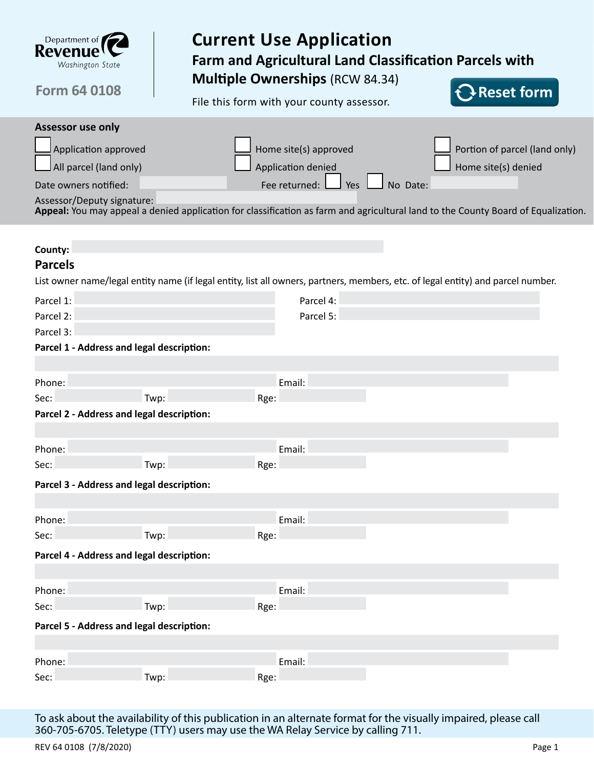Department of Revenue Washington State

**Form 64 0108**

# Current Use Application

## Farm and Agricultural Land Classification Parcels with Multiple Ownerships (RCW 84.34)

File this form with your county assessor.

Reset form

**Assessor use only**

☐ Application approved ☐ Home site(s) approved ☐ Portion of parcel (land only)

☐ All parcel (land only) ☐ Application denied ☐ Home site(s) denied

Date owners notified: ______ Fee returned: ☐ Yes ☐ No Date: ______

Assessor/Deputy signature: ______

**Appeal:** You may appeal a denied application for classification as farm and agricultural land to the County Board of Equalization.

**County:** ______

## Parcels

List owner name/legal entity name (if legal entity, list all owners, partners, members, etc. of legal entity) and parcel number.

Parcel 1: ______ Parcel 4: ______

Parcel 2: ______ Parcel 5: ______

Parcel 3: ______

**Parcel 1 - Address and legal description:**

______

Phone: ______ Email: ______

Sec: ______ Twp: ______ Rge: ______

**Parcel 2 - Address and legal description:**

______

Phone: ______ Email: ______

Sec: ______ Twp: ______ Rge: ______

**Parcel 3 - Address and legal description:**

______

Phone: ______ Email: ______

Sec: ______ Twp: ______ Rge: ______

**Parcel 4 - Address and legal description:**

______

Phone: ______ Email: ______

Sec: ______ Twp: ______ Rge: ______

**Parcel 5 - Address and legal description:**

______

Phone: ______ Email: ______

Sec: ______ Twp: ______ Rge: ______

To ask about the availability of this publication in an alternate format for the visually impaired, please call 360-705-6705. Teletype (TTY) users may use the WA Relay Service by calling 711.

REV 64 0108 (7/8/2020)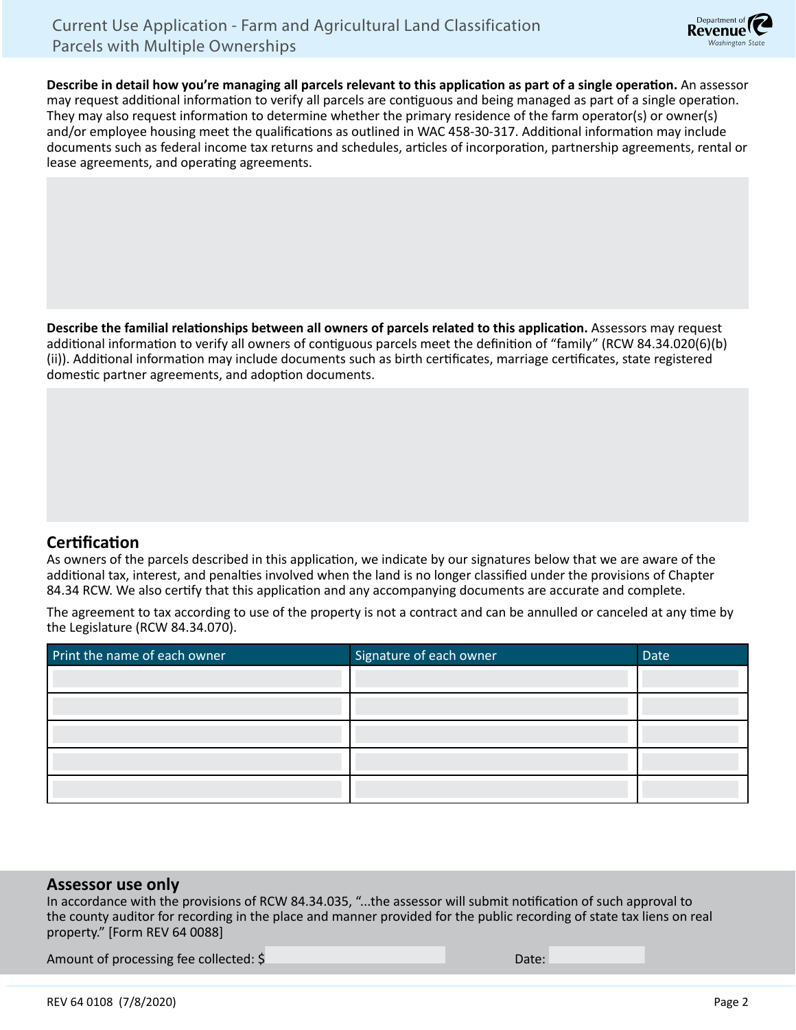**Describe in detail how you're managing all parcels relevant to this application as part of a single operation.** An assessor may request additional information to verify all parcels are contiguous and being managed as part of a single operation. They may also request information to determine whether the primary residence of the farm operator(s) or owner(s) and/or employee housing meet the qualifications as outlined in WAC 458-30-317. Additional information may include documents such as federal income tax returns and schedules, articles of incorporation, partnership agreements, rental or lease agreements, and operating agreements.

**Describe the familial relationships between all owners of parcels related to this application.** Assessors may request additional information to verify all owners of contiguous parcels meet the definition of "family" (RCW 84.34.020(6)(b)(ii)). Additional information may include documents such as birth certificates, marriage certificates, state registered domestic partner agreements, and adoption documents.

## Certification

As owners of the parcels described in this application, we indicate by our signatures below that we are aware of the additional tax, interest, and penalties involved when the land is no longer classified under the provisions of Chapter 84.34 RCW. We also certify that this application and any accompanying documents are accurate and complete.

The agreement to tax according to use of the property is not a contract and can be annulled or canceled at any time by the Legislature (RCW 84.34.070).

| Print the name of each owner | Signature of each owner | Date |
|---|---|---|
| | | |
| | | |
| | | |
| | | |
| | | |

## Assessor use only

In accordance with the provisions of RCW 84.34.035, "...the assessor will submit notification of such approval to the county auditor for recording in the place and manner provided for the public recording of state tax liens on real property." [Form REV 64 0088]

Amount of processing fee collected: $ &nbsp;&nbsp;&nbsp;&nbsp;&nbsp;&nbsp;&nbsp;&nbsp;&nbsp;&nbsp;&nbsp;&nbsp;&nbsp;&nbsp;&nbsp;&nbsp;&nbsp;&nbsp;&nbsp;&nbsp; Date:

REV 64 0108 (7/8/2020)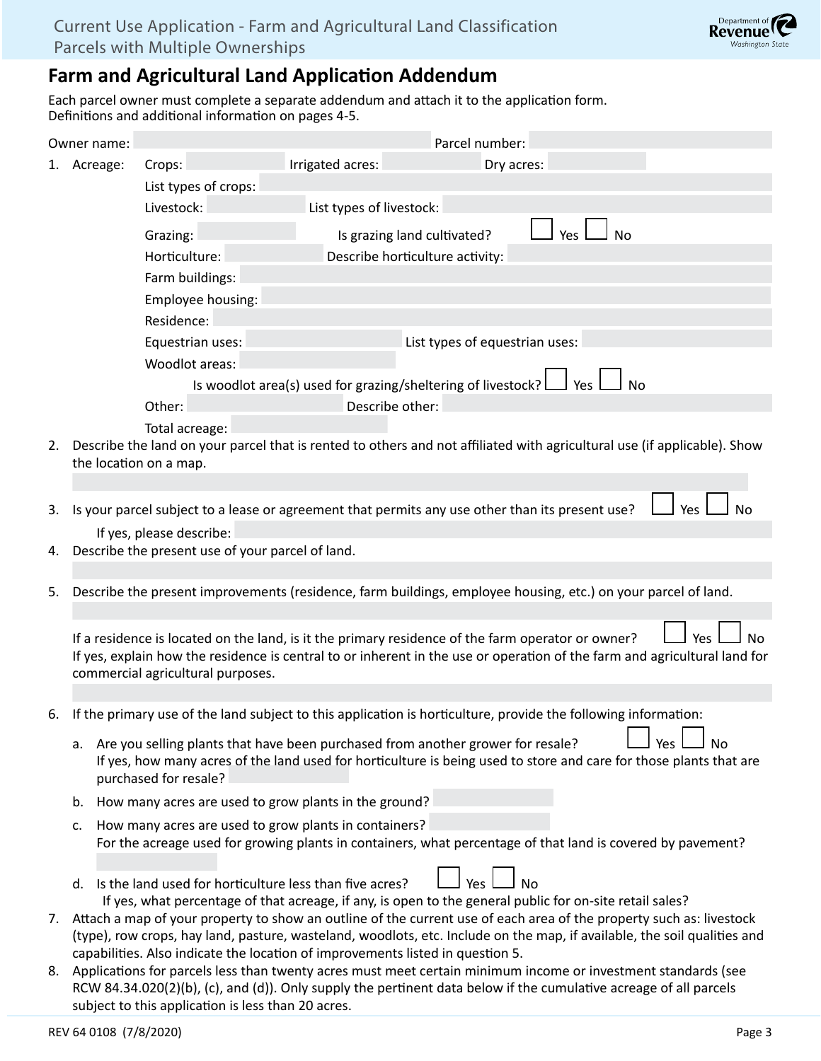## Farm and Agricultural Land Application Addendum

Each parcel owner must complete a separate addendum and attach it to the application form.
Definitions and additional information on pages 4-5.

Owner name: ____________ Parcel number: ____________

1. Acreage:
   - Crops: ______ Irrigated acres: ______ Dry acres: ______
   - List types of crops: ______
   - Livestock: ______ List types of livestock: ______
   - Grazing: ______ Is grazing land cultivated? ☐ Yes ☐ No
   - Horticulture: ______ Describe horticulture activity: ______
   - Farm buildings: ______
   - Employee housing: ______
   - Residence: ______
   - Equestrian uses: ______ List types of equestrian uses: ______
   - Woodlot areas: ______
     - Is woodlot area(s) used for grazing/sheltering of livestock? ☐ Yes ☐ No
   - Other: ______ Describe other: ______
   - Total acreage: ______
2. Describe the land on your parcel that is rented to others and not affiliated with agricultural use (if applicable). Show the location on a map.
3. Is your parcel subject to a lease or agreement that permits any use other than its present use? ☐ Yes ☐ No

   If yes, please describe: ______
4. Describe the present use of your parcel of land.
5. Describe the present improvements (residence, farm buildings, employee housing, etc.) on your parcel of land.

   If a residence is located on the land, is it the primary residence of the farm operator or owner? ☐ Yes ☐ No
   If yes, explain how the residence is central to or inherent in the use or operation of the farm and agricultural land for commercial agricultural purposes.
6. If the primary use of the land subject to this application is horticulture, provide the following information:
   a. Are you selling plants that have been purchased from another grower for resale? ☐ Yes ☐ No
      If yes, how many acres of the land used for horticulture is being used to store and care for those plants that are purchased for resale? ______
   b. How many acres are used to grow plants in the ground? ______
   c. How many acres are used to grow plants in containers? ______
      For the acreage used for growing plants in containers, what percentage of that land is covered by pavement? ______
   d. Is the land used for horticulture less than five acres? ☐ Yes ☐ No
      If yes, what percentage of that acreage, if any, is open to the general public for on-site retail sales?
7. Attach a map of your property to show an outline of the current use of each area of the property such as: livestock (type), row crops, hay land, pasture, wasteland, woodlots, etc. Include on the map, if available, the soil qualities and capabilities. Also indicate the location of improvements listed in question 5.
8. Applications for parcels less than twenty acres must meet certain minimum income or investment standards (see RCW 84.34.020(2)(b), (c), and (d)). Only supply the pertinent data below if the cumulative acreage of all parcels subject to this application is less than 20 acres.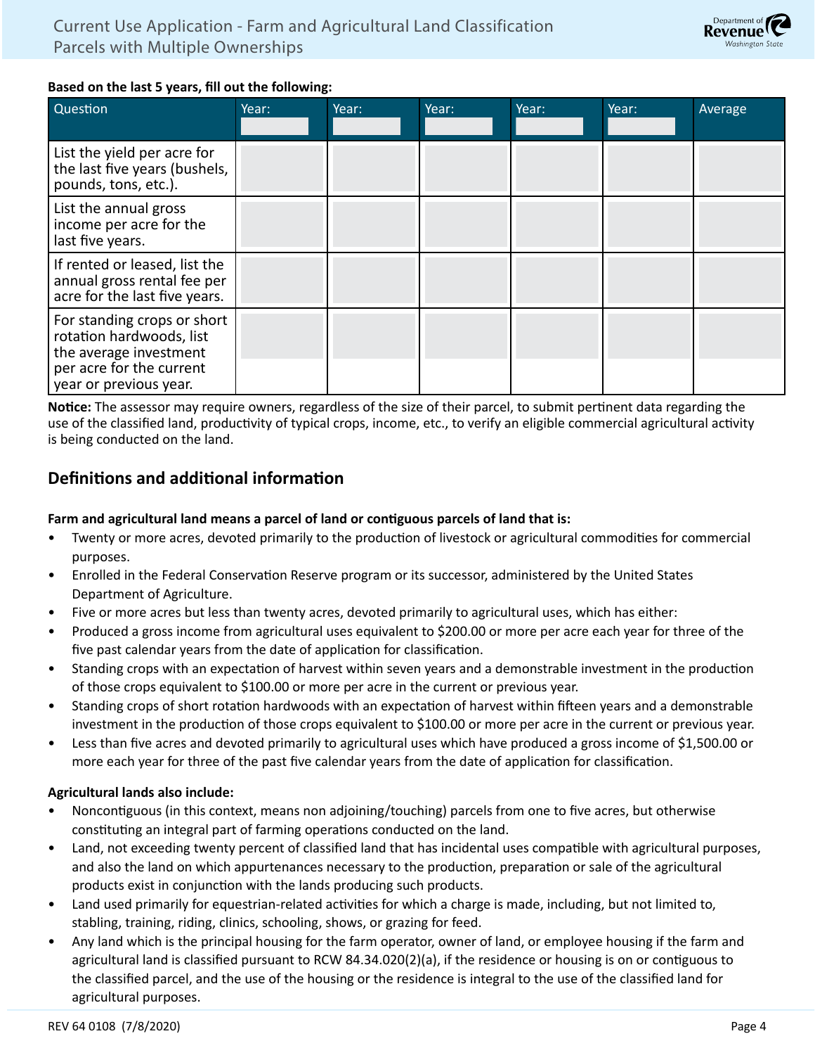**Based on the last 5 years, fill out the following:**

| Question | Year: | Year: | Year: | Year: | Year: | Average |
|---|---|---|---|---|---|---|
| List the yield per acre for the last five years (bushels, pounds, tons, etc.). | | | | | | |
| List the annual gross income per acre for the last five years. | | | | | | |
| If rented or leased, list the annual gross rental fee per acre for the last five years. | | | | | | |
| For standing crops or short rotation hardwoods, list the average investment per acre for the current year or previous year. | | | | | | |

**Notice:** The assessor may require owners, regardless of the size of their parcel, to submit pertinent data regarding the use of the classified land, productivity of typical crops, income, etc., to verify an eligible commercial agricultural activity is being conducted on the land.

## Definitions and additional information

**Farm and agricultural land means a parcel of land or contiguous parcels of land that is:**

- Twenty or more acres, devoted primarily to the production of livestock or agricultural commodities for commercial purposes.
- Enrolled in the Federal Conservation Reserve program or its successor, administered by the United States Department of Agriculture.
- Five or more acres but less than twenty acres, devoted primarily to agricultural uses, which has either:
- Produced a gross income from agricultural uses equivalent to $200.00 or more per acre each year for three of the five past calendar years from the date of application for classification.
- Standing crops with an expectation of harvest within seven years and a demonstrable investment in the production of those crops equivalent to $100.00 or more per acre in the current or previous year.
- Standing crops of short rotation hardwoods with an expectation of harvest within fifteen years and a demonstrable investment in the production of those crops equivalent to $100.00 or more per acre in the current or previous year.
- Less than five acres and devoted primarily to agricultural uses which have produced a gross income of $1,500.00 or more each year for three of the past five calendar years from the date of application for classification.

**Agricultural lands also include:**

- Noncontiguous (in this context, means non adjoining/touching) parcels from one to five acres, but otherwise constituting an integral part of farming operations conducted on the land.
- Land, not exceeding twenty percent of classified land that has incidental uses compatible with agricultural purposes, and also the land on which appurtenances necessary to the production, preparation or sale of the agricultural products exist in conjunction with the lands producing such products.
- Land used primarily for equestrian-related activities for which a charge is made, including, but not limited to, stabling, training, riding, clinics, schooling, shows, or grazing for feed.
- Any land which is the principal housing for the farm operator, owner of land, or employee housing if the farm and agricultural land is classified pursuant to RCW 84.34.020(2)(a), if the residence or housing is on or contiguous to the classified parcel, and the use of the housing or the residence is integral to the use of the classified land for agricultural purposes.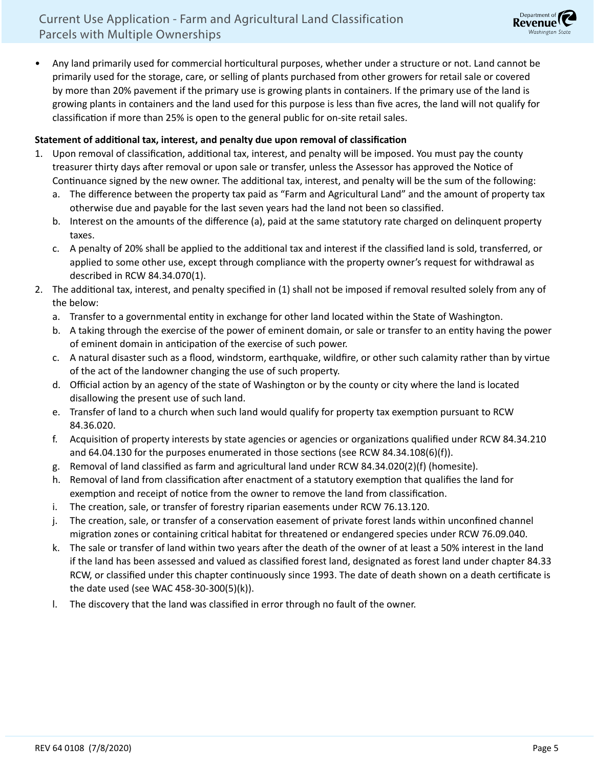- Any land primarily used for commercial horticultural purposes, whether under a structure or not. Land cannot be primarily used for the storage, care, or selling of plants purchased from other growers for retail sale or covered by more than 20% pavement if the primary use is growing plants in containers. If the primary use of the land is growing plants in containers and the land used for this purpose is less than five acres, the land will not qualify for classification if more than 25% is open to the general public for on-site retail sales.

**Statement of additional tax, interest, and penalty due upon removal of classification**

1. Upon removal of classification, additional tax, interest, and penalty will be imposed. You must pay the county treasurer thirty days after removal or upon sale or transfer, unless the Assessor has approved the Notice of Continuance signed by the new owner. The additional tax, interest, and penalty will be the sum of the following:
   a. The difference between the property tax paid as "Farm and Agricultural Land" and the amount of property tax otherwise due and payable for the last seven years had the land not been so classified.
   b. Interest on the amounts of the difference (a), paid at the same statutory rate charged on delinquent property taxes.
   c. A penalty of 20% shall be applied to the additional tax and interest if the classified land is sold, transferred, or applied to some other use, except through compliance with the property owner's request for withdrawal as described in RCW 84.34.070(1).
2. The additional tax, interest, and penalty specified in (1) shall not be imposed if removal resulted solely from any of the below:
   a. Transfer to a governmental entity in exchange for other land located within the State of Washington.
   b. A taking through the exercise of the power of eminent domain, or sale or transfer to an entity having the power of eminent domain in anticipation of the exercise of such power.
   c. A natural disaster such as a flood, windstorm, earthquake, wildfire, or other such calamity rather than by virtue of the act of the landowner changing the use of such property.
   d. Official action by an agency of the state of Washington or by the county or city where the land is located disallowing the present use of such land.
   e. Transfer of land to a church when such land would qualify for property tax exemption pursuant to RCW 84.36.020.
   f. Acquisition of property interests by state agencies or agencies or organizations qualified under RCW 84.34.210 and 64.04.130 for the purposes enumerated in those sections (see RCW 84.34.108(6)(f)).
   g. Removal of land classified as farm and agricultural land under RCW 84.34.020(2)(f) (homesite).
   h. Removal of land from classification after enactment of a statutory exemption that qualifies the land for exemption and receipt of notice from the owner to remove the land from classification.
   i. The creation, sale, or transfer of forestry riparian easements under RCW 76.13.120.
   j. The creation, sale, or transfer of a conservation easement of private forest lands within unconfined channel migration zones or containing critical habitat for threatened or endangered species under RCW 76.09.040.
   k. The sale or transfer of land within two years after the death of the owner of at least a 50% interest in the land if the land has been assessed and valued as classified forest land, designated as forest land under chapter 84.33 RCW, or classified under this chapter continuously since 1993. The date of death shown on a death certificate is the date used (see WAC 458-30-300(5)(k)).
   l. The discovery that the land was classified in error through no fault of the owner.